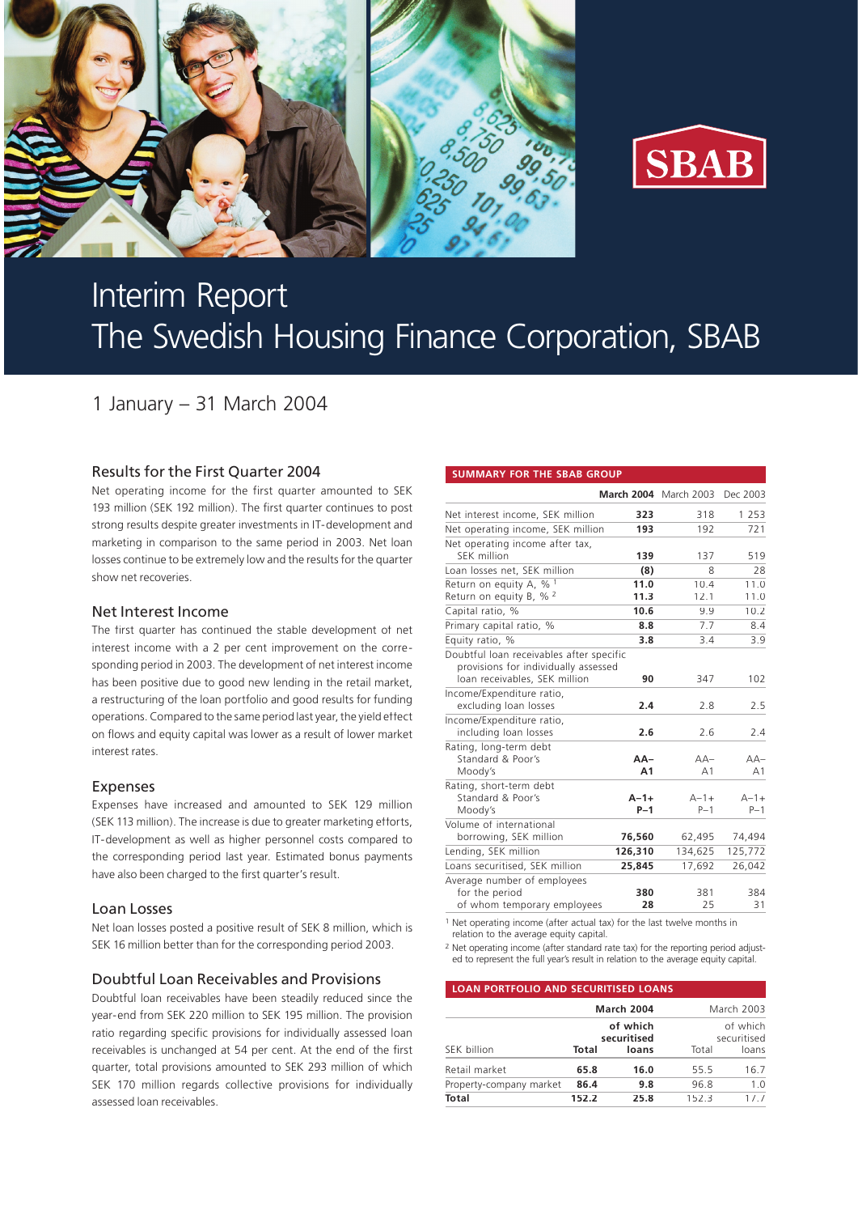# Interim Report
# The Swedish Housing Finance Corporation, SBAB

## 1 January – 31 March 2004

### Results for the First Quarter 2004

Net operating income for the first quarter amounted to SEK 193 million (SEK 192 million). The first quarter continues to post strong results despite greater investments in IT-development and marketing in comparison to the same period in 2003. Net loan losses continue to be extremely low and the results for the quarter show net recoveries.

### Net Interest Income

The first quarter has continued the stable development of net interest income with a 2 per cent improvement on the corresponding period in 2003. The development of net interest income has been positive due to good new lending in the retail market, a restructuring of the loan portfolio and good results for funding operations. Compared to the same period last year, the yield effect on flows and equity capital was lower as a result of lower market interest rates.

### Expenses

Expenses have increased and amounted to SEK 129 million (SEK 113 million). The increase is due to greater marketing efforts, IT-development as well as higher personnel costs compared to the corresponding period last year. Estimated bonus payments have also been charged to the first quarter's result.

### Loan Losses

Net loan losses posted a positive result of SEK 8 million, which is SEK 16 million better than for the corresponding period 2003.

### Doubtful Loan Receivables and Provisions

Doubtful loan receivables have been steadily reduced since the year-end from SEK 220 million to SEK 195 million. The provision ratio regarding specific provisions for individually assessed loan receivables is unchanged at 54 per cent. At the end of the first quarter, total provisions amounted to SEK 293 million of which SEK 170 million regards collective provisions for individually assessed loan receivables.

**SUMMARY FOR THE SBAB GROUP**

| | **March 2004** | March 2003 | Dec 2003 |
|---|---|---|---|
| Net interest income, SEK million | **323** | 318 | 1 253 |
| Net operating income, SEK million | **193** | 192 | 721 |
| Net operating income after tax, SEK million | **139** | 137 | 519 |
| Loan losses net, SEK million | **(8)** | 8 | 28 |
| Return on equity A, % [1] | **11.0** | 10.4 | 11.0 |
| Return on equity B, % [2] | **11.3** | 12.1 | 11.0 |
| Capital ratio, % | **10.6** | 9.9 | 10.2 |
| Primary capital ratio, % | **8.8** | 7.7 | 8.4 |
| Equity ratio, % | **3.8** | 3.4 | 3.9 |
| Doubtful loan receivables after specific provisions for individually assessed loan receivables, SEK million | **90** | 347 | 102 |
| Income/Expenditure ratio, excluding loan losses | **2.4** | 2.8 | 2.5 |
| Income/Expenditure ratio, including loan losses | **2.6** | 2.6 | 2.4 |
| Rating, long-term debt | | | |
| Standard & Poor's | **AA–** | AA– | AA– |
| Moody's | **A1** | A1 | A1 |
| Rating, short-term debt | | | |
| Standard & Poor's | **A–1+** | A–1+ | A–1+ |
| Moody's | **P–1** | P–1 | P–1 |
| Volume of international borrowing, SEK million | **76,560** | 62,495 | 74,494 |
| Lending, SEK million | **126,310** | 134,625 | 125,772 |
| Loans securitised, SEK million | **25,845** | 17,692 | 26,042 |
| Average number of employees for the period | **380** | 381 | 384 |
| of whom temporary employees | **28** | 25 | 31 |

[1] Net operating income (after actual tax) for the last twelve months in relation to the average equity capital.

[2] Net operating income (after standard rate tax) for the reporting period adjusted to represent the full year's result in relation to the average equity capital.

**LOAN PORTFOLIO AND SECURITISED LOANS**

| | **March 2004** | | March 2003 | |
|---|---|---|---|---|
| SEK billion | **Total** | **of which securitised loans** | Total | of which securitised loans |
| Retail market | **65.8** | **16.0** | 55.5 | 16.7 |
| Property-company market | **86.4** | **9.8** | 96.8 | 1.0 |
| **Total** | **152.2** | **25.8** | 152.3 | 17.7 |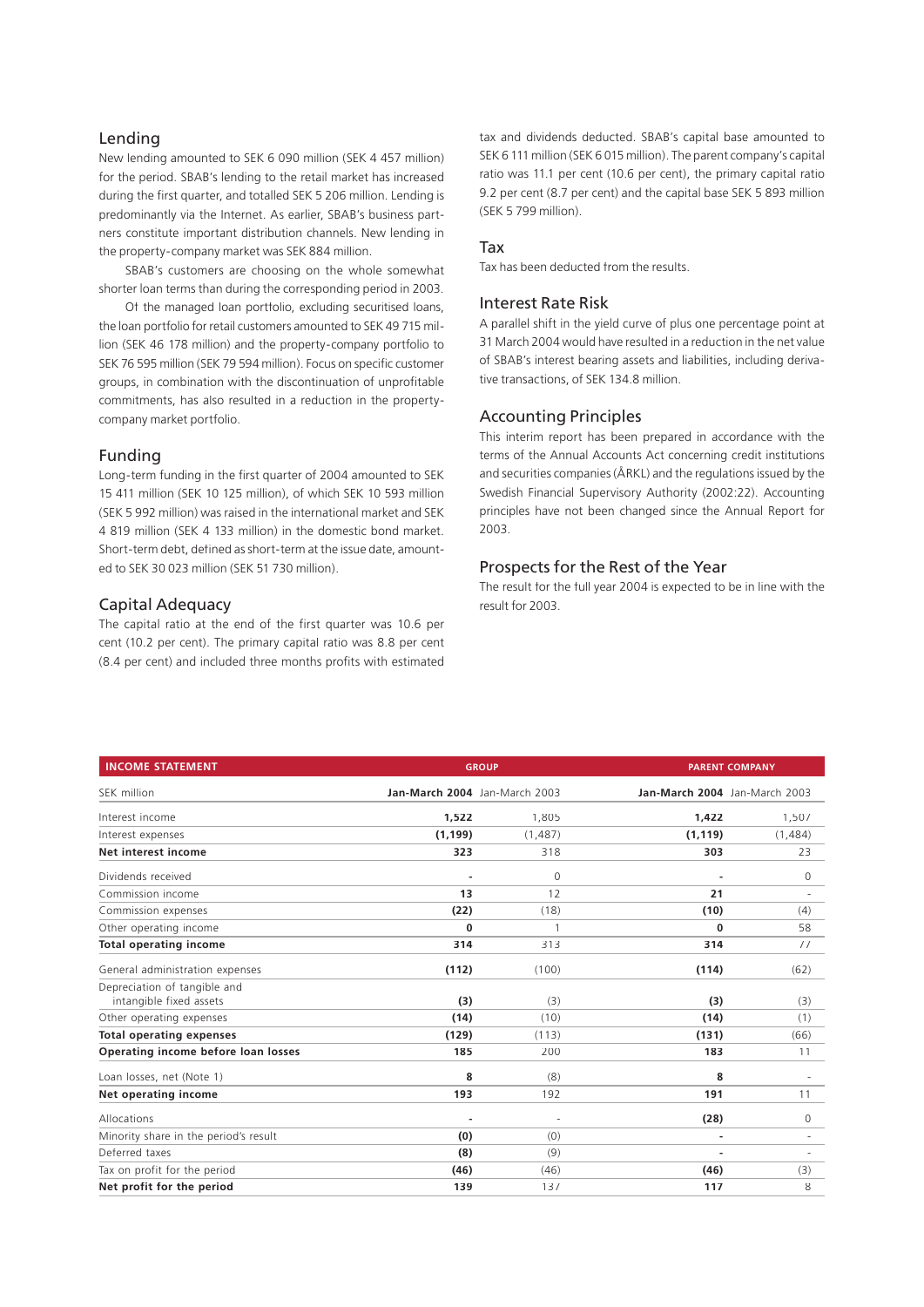## Lending

New lending amounted to SEK 6 090 million (SEK 4 457 million) for the period. SBAB's lending to the retail market has increased during the first quarter, and totalled SEK 5 206 million. Lending is predominantly via the Internet. As earlier, SBAB's business partners constitute important distribution channels. New lending in the property-company market was SEK 884 million.

SBAB's customers are choosing on the whole somewhat shorter loan terms than during the corresponding period in 2003.

Of the managed loan portfolio, excluding securitised loans, the loan portfolio for retail customers amounted to SEK 49 715 million (SEK 46 178 million) and the property-company portfolio to SEK 76 595 million (SEK 79 594 million). Focus on specific customer groups, in combination with the discontinuation of unprofitable commitments, has also resulted in a reduction in the property-company market portfolio.

## Funding

Long-term funding in the first quarter of 2004 amounted to SEK 15 411 million (SEK 10 125 million), of which SEK 10 593 million (SEK 5 992 million) was raised in the international market and SEK 4 819 million (SEK 4 133 million) in the domestic bond market. Short-term debt, defined as short-term at the issue date, amounted to SEK 30 023 million (SEK 51 730 million).

## Capital Adequacy

The capital ratio at the end of the first quarter was 10.6 per cent (10.2 per cent). The primary capital ratio was 8.8 per cent (8.4 per cent) and included three months profits with estimated tax and dividends deducted. SBAB's capital base amounted to SEK 6 111 million (SEK 6 015 million). The parent company's capital ratio was 11.1 per cent (10.6 per cent), the primary capital ratio 9.2 per cent (8.7 per cent) and the capital base SEK 5 893 million (SEK 5 799 million).

## Tax

Tax has been deducted from the results.

## Interest Rate Risk

A parallel shift in the yield curve of plus one percentage point at 31 March 2004 would have resulted in a reduction in the net value of SBAB's interest bearing assets and liabilities, including derivative transactions, of SEK 134.8 million.

## Accounting Principles

This interim report has been prepared in accordance with the terms of the Annual Accounts Act concerning credit institutions and securities companies (ÅRKL) and the regulations issued by the Swedish Financial Supervisory Authority (2002:22). Accounting principles have not been changed since the Annual Report for 2003.

## Prospects for the Rest of the Year

The result for the full year 2004 is expected to be in line with the result for 2003.

| INCOME STATEMENT | GROUP | | PARENT COMPANY | |
|---|---|---|---|---|
| SEK million | **Jan-March 2004** | Jan-March 2003 | **Jan-March 2004** | Jan-March 2003 |
| Interest income | **1,522** | 1,805 | **1,422** | 1,507 |
| Interest expenses | **(1,199)** | (1,487) | **(1,119)** | (1,484) |
| **Net interest income** | **323** | 318 | **303** | 23 |
| Dividends received | **-** | 0 | **-** | 0 |
| Commission income | **13** | 12 | **21** | - |
| Commission expenses | **(22)** | (18) | **(10)** | (4) |
| Other operating income | **0** | 1 | **0** | 58 |
| **Total operating income** | **314** | 313 | **314** | 77 |
| General administration expenses | **(112)** | (100) | **(114)** | (62) |
| Depreciation of tangible and intangible fixed assets | **(3)** | (3) | **(3)** | (3) |
| Other operating expenses | **(14)** | (10) | **(14)** | (1) |
| **Total operating expenses** | **(129)** | (113) | **(131)** | (66) |
| **Operating income before loan losses** | **185** | 200 | **183** | 11 |
| Loan losses, net (Note 1) | **8** | (8) | **8** | - |
| **Net operating income** | **193** | 192 | **191** | 11 |
| Allocations | **-** | - | **(28)** | 0 |
| Minority share in the period's result | **(0)** | (0) | **-** | - |
| Deferred taxes | **(8)** | (9) | **-** | - |
| Tax on profit for the period | **(46)** | (46) | **(46)** | (3) |
| **Net profit for the period** | **139** | 137 | **117** | 8 |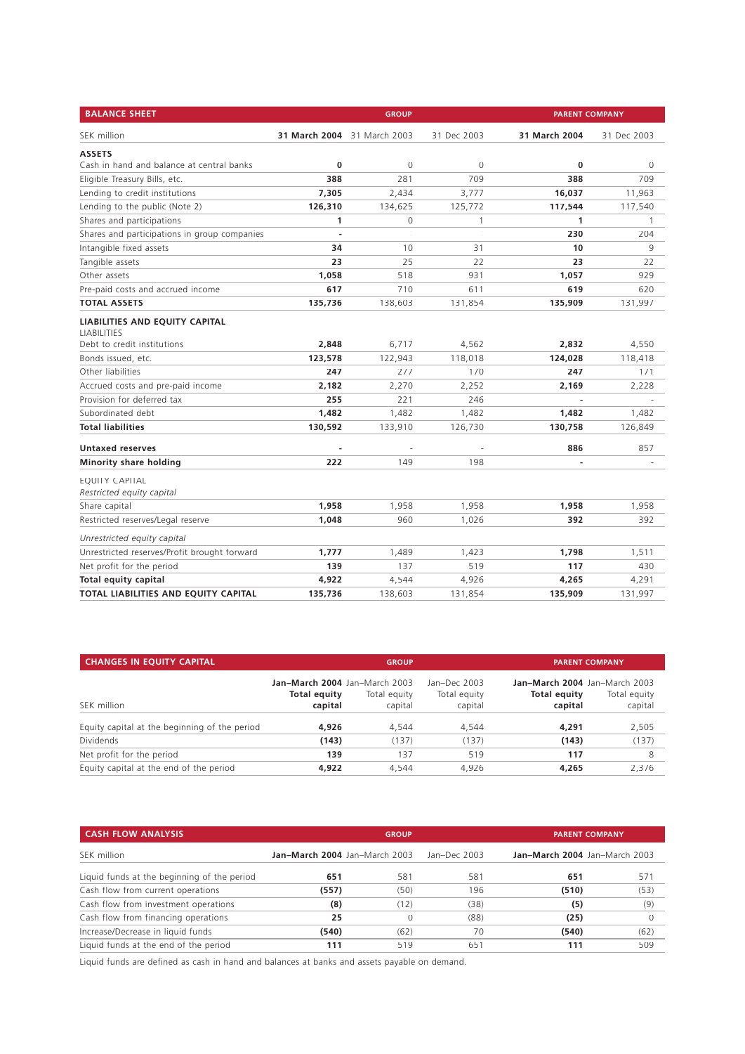## BALANCE SHEET

| SEK million | GROUP 31 March 2004 | GROUP 31 March 2003 | GROUP 31 Dec 2003 | PARENT COMPANY 31 March 2004 | PARENT COMPANY 31 Dec 2003 |
|---|---|---|---|---|---|
| **ASSETS** | | | | | |
| Cash in hand and balance at central banks | **0** | 0 | 0 | **0** | 0 |
| Eligible Treasury Bills, etc. | **388** | 281 | 709 | **388** | 709 |
| Lending to credit institutions | **7,305** | 2,434 | 3,777 | **16,037** | 11,963 |
| Lending to the public (Note 2) | **126,310** | 134,625 | 125,772 | **117,544** | 117,540 |
| Shares and participations | **1** | 0 | 1 | **1** | 1 |
| Shares and participations in group companies | **-** | - | - | **230** | 204 |
| Intangible fixed assets | **34** | 10 | 31 | **10** | 9 |
| Tangible assets | **23** | 25 | 22 | **23** | 22 |
| Other assets | **1,058** | 518 | 931 | **1,057** | 929 |
| Pre-paid costs and accrued income | **617** | 710 | 611 | **619** | 620 |
| **TOTAL ASSETS** | **135,736** | 138,603 | 131,854 | **135,909** | 131,997 |
| **LIABILITIES AND EQUITY CAPITAL** | | | | | |
| LIABILITIES | | | | | |
| Debt to credit institutions | **2,848** | 6,717 | 4,562 | **2,832** | 4,550 |
| Bonds issued, etc. | **123,578** | 122,943 | 118,018 | **124,028** | 118,418 |
| Other liabilities | **247** | 277 | 170 | **247** | 171 |
| Accrued costs and pre-paid income | **2,182** | 2,270 | 2,252 | **2,169** | 2,228 |
| Provision for deferred tax | **255** | 221 | 246 | **-** | - |
| Subordinated debt | **1,482** | 1,482 | 1,482 | **1,482** | 1,482 |
| **Total liabilities** | **130,592** | 133,910 | 126,730 | **130,758** | 126,849 |
| **Untaxed reserves** | **-** | - | - | **886** | 857 |
| **Minority share holding** | **222** | 149 | 198 | **-** | - |
| EQUITY CAPITAL | | | | | |
| *Restricted equity capital* | | | | | |
| Share capital | **1,958** | 1,958 | 1,958 | **1,958** | 1,958 |
| Restricted reserves/Legal reserve | **1,048** | 960 | 1,026 | **392** | 392 |
| *Unrestricted equity capital* | | | | | |
| Unrestricted reserves/Profit brought forward | **1,777** | 1,489 | 1,423 | **1,798** | 1,511 |
| Net profit for the period | **139** | 137 | 519 | **117** | 430 |
| **Total equity capital** | **4,922** | 4,544 | 4,926 | **4,265** | 4,291 |
| **TOTAL LIABILITIES AND EQUITY CAPITAL** | **135,736** | 138,603 | 131,854 | **135,909** | 131,997 |

## CHANGES IN EQUITY CAPITAL

| SEK million | GROUP Jan–March 2004 Total equity capital | GROUP Jan–March 2003 Total equity capital | GROUP Jan–Dec 2003 Total equity capital | PARENT COMPANY Jan–March 2004 Total equity capital | PARENT COMPANY Jan–March 2003 Total equity capital |
|---|---|---|---|---|---|
| Equity capital at the beginning of the period | **4,926** | 4,544 | 4,544 | **4,291** | 2,505 |
| Dividends | **(143)** | (137) | (137) | **(143)** | (137) |
| Net profit for the period | **139** | 137 | 519 | **117** | 8 |
| Equity capital at the end of the period | **4,922** | 4,544 | 4,926 | **4,265** | 2,376 |

## CASH FLOW ANALYSIS

| SEK million | GROUP Jan–March 2004 | GROUP Jan–March 2003 | GROUP Jan–Dec 2003 | PARENT COMPANY Jan–March 2004 | PARENT COMPANY Jan–March 2003 |
|---|---|---|---|---|---|
| Liquid funds at the beginning of the period | **651** | 581 | 581 | **651** | 571 |
| Cash flow from current operations | **(557)** | (50) | 196 | **(510)** | (53) |
| Cash flow from investment operations | **(8)** | (12) | (38) | **(5)** | (9) |
| Cash flow from financing operations | **25** | 0 | (88) | **(25)** | 0 |
| Increase/Decrease in liquid funds | **(540)** | (62) | 70 | **(540)** | (62) |
| Liquid funds at the end of the period | **111** | 519 | 651 | **111** | 509 |

Liquid funds are defined as cash in hand and balances at banks and assets payable on demand.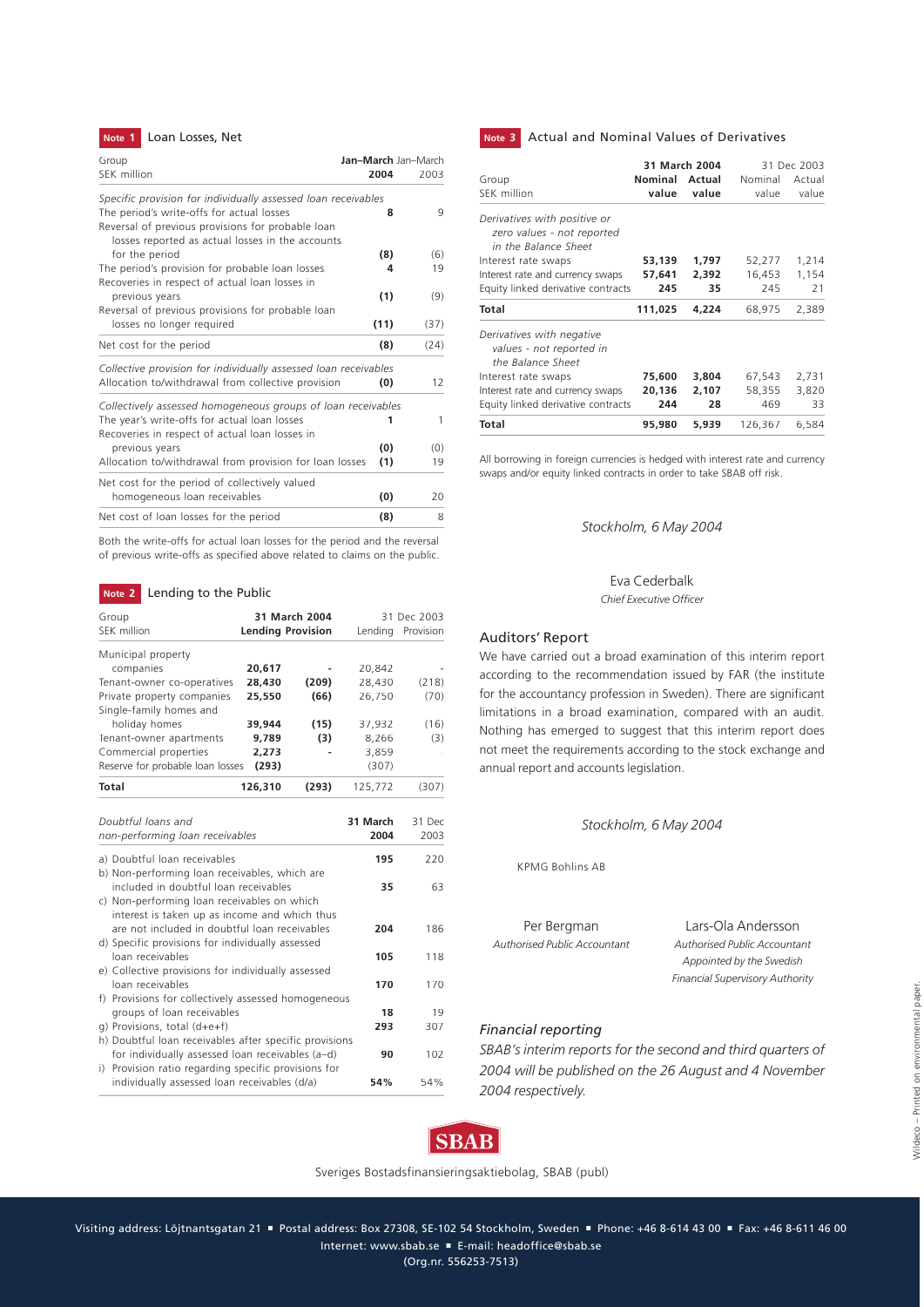## Note 1 Loan Losses, Net

| Group<br>SEK million | Jan–March 2004 | Jan–March 2003 |
|---|---|---|
| *Specific provision for individually assessed loan receivables* | | |
| The period's write-offs for actual losses | **8** | 9 |
| Reversal of previous provisions for probable loan losses reported as actual losses in the accounts for the period | **(8)** | (6) |
| The period's provision for probable loan losses | **4** | 19 |
| Recoveries in respect of actual loan losses in previous years | **(1)** | (9) |
| Reversal of previous provisions for probable loan losses no longer required | **(11)** | (37) |
| Net cost for the period | **(8)** | (24) |
| *Collective provision for individually assessed loan receivables* | | |
| Allocation to/withdrawal from collective provision | **(0)** | 12 |
| *Collectively assessed homogeneous groups of loan receivables* | | |
| The year's write-offs for actual loan losses | **1** | 1 |
| Recoveries in respect of actual loan losses in previous years | **(0)** | (0) |
| Allocation to/withdrawal from provision for loan losses | **(1)** | 19 |
| Net cost for the period of collectively valued homogeneous loan receivables | **(0)** | 20 |
| Net cost of loan losses for the period | **(8)** | 8 |

Both the write-offs for actual loan losses for the period and the reversal of previous write-offs as specified above related to claims on the public.

## Note 2 Lending to the Public

| Group<br>SEK million | 31 March 2004<br>Lending | <br>Provision | 31 Dec 2003<br>Lending | <br>Provision |
|---|---|---|---|---|
| Municipal property companies | **20,617** | **-** | 20,842 | - |
| Tenant-owner co-operatives | **28,430** | **(209)** | 28,430 | (218) |
| Private property companies | **25,550** | **(66)** | 26,750 | (70) |
| Single-family homes and holiday homes | **39,944** | **(15)** | 37,932 | (16) |
| Tenant-owner apartments | **9,789** | **(3)** | 8,266 | (3) |
| Commercial properties | **2,273** | **-** | 3,859 | - |
| Reserve for probable loan losses | **(293)** | | (307) | |
| **Total** | **126,310** | **(293)** | 125,772 | (307) |

| *Doubtful loans and non-performing loan receivables* | 31 March 2004 | 31 Dec 2003 |
|---|---|---|
| a) Doubtful loan receivables | **195** | 220 |
| b) Non-performing loan receivables, which are included in doubtful loan receivables | **35** | 63 |
| c) Non-performing loan receivables on which interest is taken up as income and which thus are not included in doubtful loan receivables | **204** | 186 |
| d) Specific provisions for individually assessed loan receivables | **105** | 118 |
| e) Collective provisions for individually assessed loan receivables | **170** | 170 |
| f) Provisions for collectively assessed homogeneous groups of loan receivables | **18** | 19 |
| g) Provisions, total (d+e+f) | **293** | 307 |
| h) Doubtful loan receivables after specific provisions for individually assessed loan receivables (a–d) | **90** | 102 |
| i) Provision ratio regarding specific provisions for individually assessed loan receivables (d/a) | **54%** | 54% |

## Note 3 Actual and Nominal Values of Derivatives

| Group<br>SEK million | 31 March 2004<br>Nominal value | <br>Actual value | 31 Dec 2003<br>Nominal value | <br>Actual value |
|---|---|---|---|---|
| *Derivatives with positive or zero values - not reported in the Balance Sheet* | | | | |
| Interest rate swaps | **53,139** | **1,797** | 52,277 | 1,214 |
| Interest rate and currency swaps | **57,641** | **2,392** | 16,453 | 1,154 |
| Equity linked derivative contracts | **245** | **35** | 245 | 21 |
| **Total** | **111,025** | **4,224** | 68,975 | 2,389 |
| *Derivatives with negative values - not reported in the Balance Sheet* | | | | |
| Interest rate swaps | **75,600** | **3,804** | 67,543 | 2,731 |
| Interest rate and currency swaps | **20,136** | **2,107** | 58,355 | 3,820 |
| Equity linked derivative contracts | **244** | **28** | 469 | 33 |
| **Total** | **95,980** | **5,939** | 126,367 | 6,584 |

All borrowing in foreign currencies is hedged with interest rate and currency swaps and/or equity linked contracts in order to take SBAB off risk.

*Stockholm, 6 May 2004*

Eva Cederbalk
*Chief Executive Officer*

## Auditors' Report

We have carried out a broad examination of this interim report according to the recommendation issued by FAR (the institute for the accountancy profession in Sweden). There are significant limitations in a broad examination, compared with an audit. Nothing has emerged to suggest that this interim report does not meet the requirements according to the stock exchange and annual report and accounts legislation.

*Stockholm, 6 May 2004*

KPMG Bohlins AB

Per Bergman
*Authorised Public Accountant*

Lars-Ola Andersson
*Authorised Public Accountant*
*Appointed by the Swedish Financial Supervisory Authority*

### *Financial reporting*

*SBAB's interim reports for the second and third quarters of 2004 will be published on the 26 August and 4 November 2004 respectively.*

SBAB

Sveriges Bostadsfinansieringsaktiebolag, SBAB (publ)

Visiting address: Löjtnantsgatan 21 ■ Postal address: Box 27308, SE-102 54 Stockholm, Sweden ■ Phone: +46 8-614 43 00 ■ Fax: +46 8-611 46 00
Internet: www.sbab.se ■ E-mail: headoffice@sbab.se
(Org.nr. 556253-7513)

Wildeco – Printed on environmental paper.